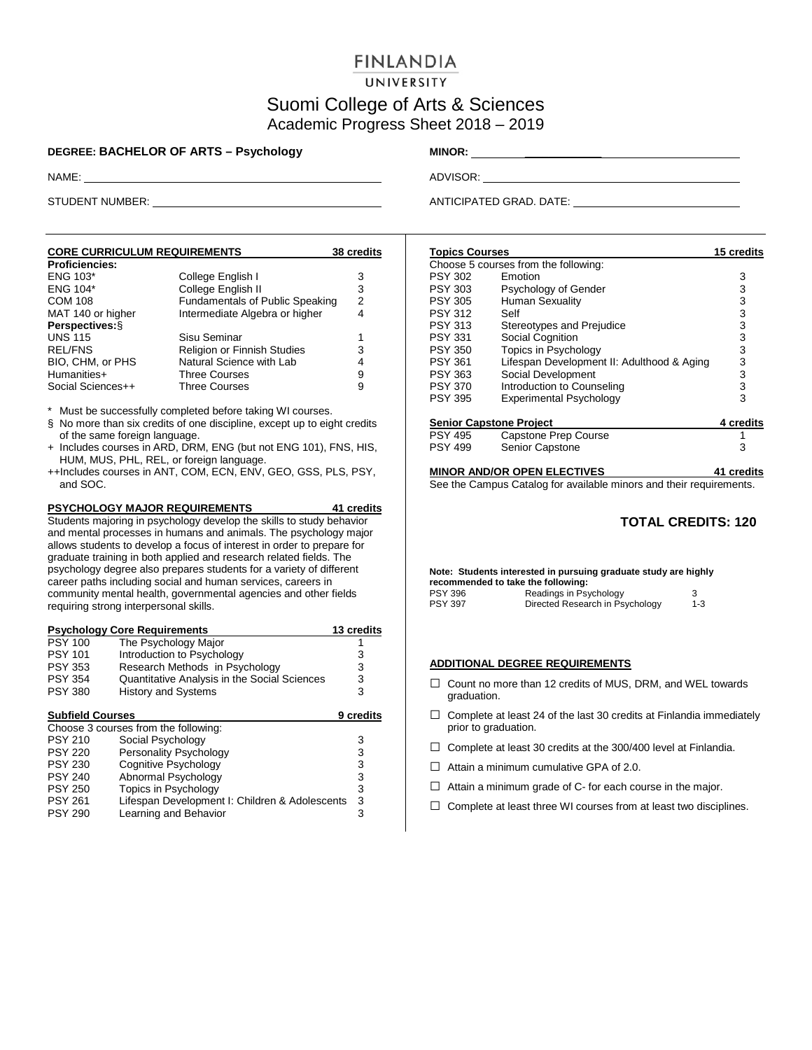# FINLANDIA UNIVERSITY

## Suomi College of Arts & Sciences
### Academic Progress Sheet 2018 – 2019

**DEGREE: BACHELOR OF ARTS – Psychology**

**MINOR:** ____________

NAME: ____________

ADVISOR: ____________

STUDENT NUMBER: ____________

ANTICIPATED GRAD. DATE: ____________

---

### CORE CURRICULUM REQUIREMENTS — 38 credits

| Course | Title | Credits |
|---|---|---|
| **Proficiencies:** | | |
| ENG 103* | College English I | 3 |
| ENG 104* | College English II | 3 |
| COM 108 | Fundamentals of Public Speaking | 2 |
| MAT 140 or higher | Intermediate Algebra or higher | 4 |
| **Perspectives:§** | | |
| UNS 115 | Sisu Seminar | 1 |
| REL/FNS | Religion or Finnish Studies | 3 |
| BIO, CHM, or PHS | Natural Science with Lab | 4 |
| Humanities+ | Three Courses | 9 |
| Social Sciences++ | Three Courses | 9 |

\* Must be successfully completed before taking WI courses.

§ No more than six credits of one discipline, except up to eight credits of the same foreign language.

\+ Includes courses in ARD, DRM, ENG (but not ENG 101), FNS, HIS, HUM, MUS, PHL, REL, or foreign language.

++Includes courses in ANT, COM, ECN, ENV, GEO, GSS, PLS, PSY, and SOC.

### PSYCHOLOGY MAJOR REQUIREMENTS — 41 credits

Students majoring in psychology develop the skills to study behavior and mental processes in humans and animals. The psychology major allows students to develop a focus of interest in order to prepare for graduate training in both applied and research related fields. The psychology degree also prepares students for a variety of different career paths including social and human services, careers in community mental health, governmental agencies and other fields requiring strong interpersonal skills.

#### Psychology Core Requirements — 13 credits

| Course | Title | Credits |
|---|---|---|
| PSY 100 | The Psychology Major | 1 |
| PSY 101 | Introduction to Psychology | 3 |
| PSY 353 | Research Methods in Psychology | 3 |
| PSY 354 | Quantitative Analysis in the Social Sciences | 3 |
| PSY 380 | History and Systems | 3 |

#### Subfield Courses — 9 credits

Choose 3 courses from the following:

| Course | Title | Credits |
|---|---|---|
| PSY 210 | Social Psychology | 3 |
| PSY 220 | Personality Psychology | 3 |
| PSY 230 | Cognitive Psychology | 3 |
| PSY 240 | Abnormal Psychology | 3 |
| PSY 250 | Topics in Psychology | 3 |
| PSY 261 | Lifespan Development I: Children & Adolescents | 3 |
| PSY 290 | Learning and Behavior | 3 |

#### Topics Courses — 15 credits

Choose 5 courses from the following:

| Course | Title | Credits |
|---|---|---|
| PSY 302 | Emotion | 3 |
| PSY 303 | Psychology of Gender | 3 |
| PSY 305 | Human Sexuality | 3 |
| PSY 312 | Self | 3 |
| PSY 313 | Stereotypes and Prejudice | 3 |
| PSY 331 | Social Cognition | 3 |
| PSY 350 | Topics in Psychology | 3 |
| PSY 361 | Lifespan Development II: Adulthood & Aging | 3 |
| PSY 363 | Social Development | 3 |
| PSY 370 | Introduction to Counseling | 3 |
| PSY 395 | Experimental Psychology | 3 |

#### Senior Capstone Project — 4 credits

| Course | Title | Credits |
|---|---|---|
| PSY 495 | Capstone Prep Course | 1 |
| PSY 499 | Senior Capstone | 3 |

### MINOR AND/OR OPEN ELECTIVES — 41 credits

See the Campus Catalog for available minors and their requirements.

## TOTAL CREDITS: 120

**Note: Students interested in pursuing graduate study are highly recommended to take the following:**

| Course | Title | Credits |
|---|---|---|
| PSY 396 | Readings in Psychology | 3 |
| PSY 397 | Directed Research in Psychology | 1-3 |

### ADDITIONAL DEGREE REQUIREMENTS

- ☐ Count no more than 12 credits of MUS, DRM, and WEL towards graduation.
- ☐ Complete at least 24 of the last 30 credits at Finlandia immediately prior to graduation.
- ☐ Complete at least 30 credits at the 300/400 level at Finlandia.
- ☐ Attain a minimum cumulative GPA of 2.0.
- ☐ Attain a minimum grade of C- for each course in the major.
- ☐ Complete at least three WI courses from at least two disciplines.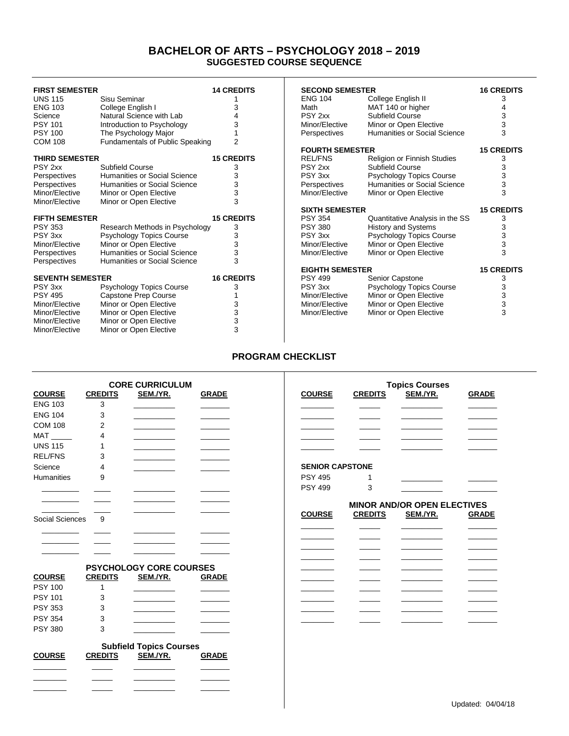# BACHELOR OF ARTS – PSYCHOLOGY 2018 – 2019

## SUGGESTED COURSE SEQUENCE

| FIRST SEMESTER | | 14 CREDITS |
|---|---|---|
| UNS 115 | Sisu Seminar | 1 |
| ENG 103 | College English I | 3 |
| Science | Natural Science with Lab | 4 |
| PSY 101 | Introduction to Psychology | 3 |
| PSY 100 | The Psychology Major | 1 |
| COM 108 | Fundamentals of Public Speaking | 2 |

| SECOND SEMESTER | | 16 CREDITS |
|---|---|---|
| ENG 104 | College English II | 3 |
| Math | MAT 140 or higher | 4 |
| PSY 2xx | Subfield Course | 3 |
| Minor/Elective | Minor or Open Elective | 3 |
| Perspectives | Humanities or Social Science | 3 |

| THIRD SEMESTER | | 15 CREDITS |
|---|---|---|
| PSY 2xx | Subfield Course | 3 |
| Perspectives | Humanities or Social Science | 3 |
| Perspectives | Humanities or Social Science | 3 |
| Minor/Elective | Minor or Open Elective | 3 |
| Minor/Elective | Minor or Open Elective | 3 |

| FOURTH SEMESTER | | 15 CREDITS |
|---|---|---|
| REL/FNS | Religion or Finnish Studies | 3 |
| PSY 2xx | Subfield Course | 3 |
| PSY 3xx | Psychology Topics Course | 3 |
| Perspectives | Humanities or Social Science | 3 |
| Minor/Elective | Minor or Open Elective | 3 |

| FIFTH SEMESTER | | 15 CREDITS |
|---|---|---|
| PSY 353 | Research Methods in Psychology | 3 |
| PSY 3xx | Psychology Topics Course | 3 |
| Minor/Elective | Minor or Open Elective | 3 |
| Perspectives | Humanities or Social Science | 3 |
| Perspectives | Humanities or Social Science | 3 |

| SIXTH SEMESTER | | 15 CREDITS |
|---|---|---|
| PSY 354 | Quantitative Analysis in the SS | 3 |
| PSY 380 | History and Systems | 3 |
| PSY 3xx | Psychology Topics Course | 3 |
| Minor/Elective | Minor or Open Elective | 3 |
| Minor/Elective | Minor or Open Elective | 3 |

| SEVENTH SEMESTER | | 16 CREDITS |
|---|---|---|
| PSY 3xx | Psychology Topics Course | 3 |
| PSY 495 | Capstone Prep Course | 1 |
| Minor/Elective | Minor or Open Elective | 3 |
| Minor/Elective | Minor or Open Elective | 3 |
| Minor/Elective | Minor or Open Elective | 3 |
| Minor/Elective | Minor or Open Elective | 3 |

| EIGHTH SEMESTER | | 15 CREDITS |
|---|---|---|
| PSY 499 | Senior Capstone | 3 |
| PSY 3xx | Psychology Topics Course | 3 |
| Minor/Elective | Minor or Open Elective | 3 |
| Minor/Elective | Minor or Open Elective | 3 |
| Minor/Elective | Minor or Open Elective | 3 |

## PROGRAM CHECKLIST

### CORE CURRICULUM

| COURSE | CREDITS | SEM./YR. | GRADE |
|---|---|---|---|
| ENG 103 | 3 | ______ | ______ |
| ENG 104 | 3 | ______ | ______ |
| COM 108 | 2 | ______ | ______ |
| MAT _____ | 4 | ______ | ______ |
| UNS 115 | 1 | ______ | ______ |
| REL/FNS | 3 | ______ | ______ |
| Science | 4 | ______ | ______ |
| Humanities | 9 | | |
| ______ | ____ | ______ | ______ |
| ______ | ____ | ______ | ______ |
| ______ | ____ | ______ | ______ |
| Social Sciences | 9 | | |
| ______ | ____ | ______ | ______ |
| ______ | ____ | ______ | ______ |
| ______ | ____ | ______ | ______ |

### PSYCHOLOGY CORE COURSES

| COURSE | CREDITS | SEM./YR. | GRADE |
|---|---|---|---|
| PSY 100 | 1 | ______ | ______ |
| PSY 101 | 3 | ______ | ______ |
| PSY 353 | 3 | ______ | ______ |
| PSY 354 | 3 | ______ | ______ |
| PSY 380 | 3 | ______ | ______ |

### Subfield Topics Courses

| COURSE | CREDITS | SEM./YR. | GRADE |
|---|---|---|---|
| ______ | ____ | ______ | ______ |
| ______ | ____ | ______ | ______ |
| ______ | ____ | ______ | ______ |

### Topics Courses

| COURSE | CREDITS | SEM./YR. | GRADE |
|---|---|---|---|
| ______ | ____ | ______ | ______ |
| ______ | ____ | ______ | ______ |
| ______ | ____ | ______ | ______ |
| ______ | ____ | ______ | ______ |
| ______ | ____ | ______ | ______ |

### SENIOR CAPSTONE

| COURSE | CREDITS | SEM./YR. | GRADE |
|---|---|---|---|
| PSY 495 | 1 | ______ | ______ |
| PSY 499 | 3 | ______ | ______ |

### MINOR AND/OR OPEN ELECTIVES

| COURSE | CREDITS | SEM./YR. | GRADE |
|---|---|---|---|
| ______ | ____ | ______ | ______ |
| ______ | ____ | ______ | ______ |
| ______ | ____ | ______ | ______ |
| ______ | ____ | ______ | ______ |
| ______ | ____ | ______ | ______ |
| ______ | ____ | ______ | ______ |
| ______ | ____ | ______ | ______ |
| ______ | ____ | ______ | ______ |
| ______ | ____ | ______ | ______ |
| ______ | ____ | ______ | ______ |

Updated: 04/04/18